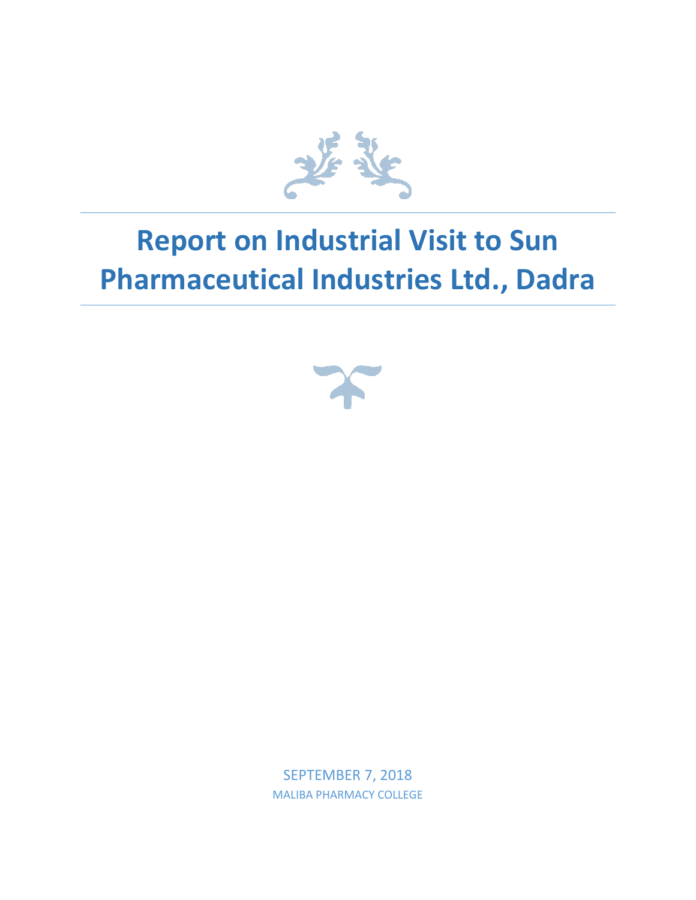# Report on Industrial Visit to Sun Pharmaceutical Industries Ltd., Dadra

SEPTEMBER 7, 2018

MALIBA PHARMACY COLLEGE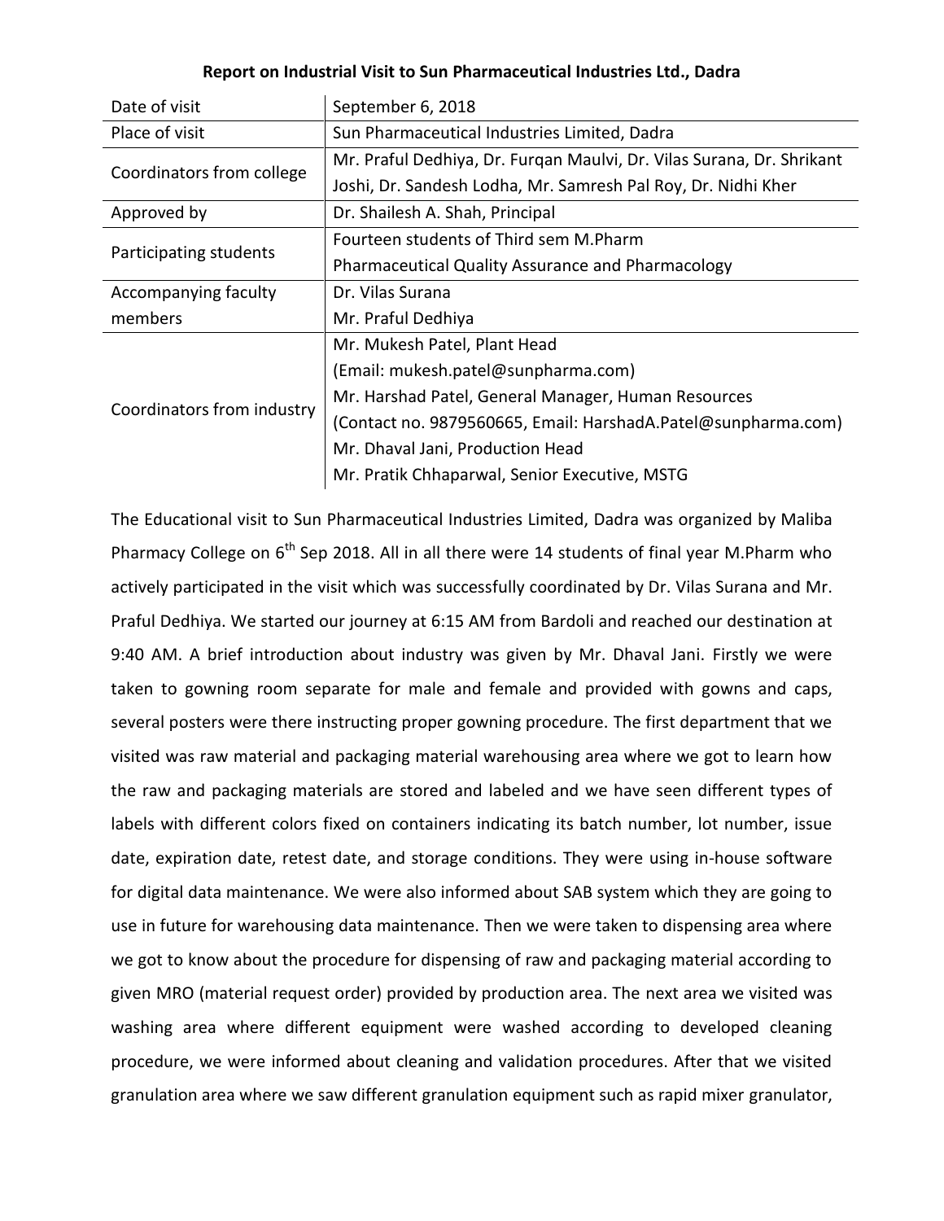**Report on Industrial Visit to Sun Pharmaceutical Industries Ltd., Dadra**

| | |
|---|---|
| Date of visit | September 6, 2018 |
| Place of visit | Sun Pharmaceutical Industries Limited, Dadra |
| Coordinators from college | Mr. Praful Dedhiya, Dr. Furqan Maulvi, Dr. Vilas Surana, Dr. Shrikant Joshi, Dr. Sandesh Lodha, Mr. Samresh Pal Roy, Dr. Nidhi Kher |
| Approved by | Dr. Shailesh A. Shah, Principal |
| Participating students | Fourteen students of Third sem M.Pharm Pharmaceutical Quality Assurance and Pharmacology |
| Accompanying faculty members | Dr. Vilas Surana<br>Mr. Praful Dedhiya |
| Coordinators from industry | Mr. Mukesh Patel, Plant Head<br>(Email: mukesh.patel@sunpharma.com)<br>Mr. Harshad Patel, General Manager, Human Resources<br>(Contact no. 9879560665, Email: HarshadA.Patel@sunpharma.com)<br>Mr. Dhaval Jani, Production Head<br>Mr. Pratik Chhaparwal, Senior Executive, MSTG |

The Educational visit to Sun Pharmaceutical Industries Limited, Dadra was organized by Maliba Pharmacy College on 6th Sep 2018. All in all there were 14 students of final year M.Pharm who actively participated in the visit which was successfully coordinated by Dr. Vilas Surana and Mr. Praful Dedhiya. We started our journey at 6:15 AM from Bardoli and reached our destination at 9:40 AM. A brief introduction about industry was given by Mr. Dhaval Jani. Firstly we were taken to gowning room separate for male and female and provided with gowns and caps, several posters were there instructing proper gowning procedure. The first department that we visited was raw material and packaging material warehousing area where we got to learn how the raw and packaging materials are stored and labeled and we have seen different types of labels with different colors fixed on containers indicating its batch number, lot number, issue date, expiration date, retest date, and storage conditions. They were using in-house software for digital data maintenance. We were also informed about SAB system which they are going to use in future for warehousing data maintenance. Then we were taken to dispensing area where we got to know about the procedure for dispensing of raw and packaging material according to given MRO (material request order) provided by production area. The next area we visited was washing area where different equipment were washed according to developed cleaning procedure, we were informed about cleaning and validation procedures. After that we visited granulation area where we saw different granulation equipment such as rapid mixer granulator,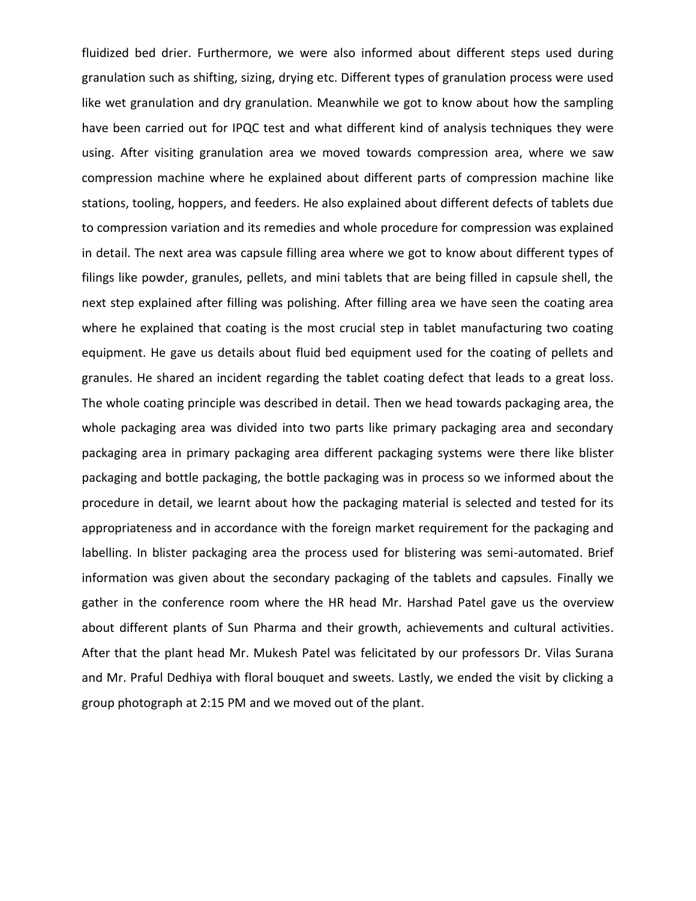fluidized bed drier. Furthermore, we were also informed about different steps used during granulation such as shifting, sizing, drying etc. Different types of granulation process were used like wet granulation and dry granulation. Meanwhile we got to know about how the sampling have been carried out for IPQC test and what different kind of analysis techniques they were using. After visiting granulation area we moved towards compression area, where we saw compression machine where he explained about different parts of compression machine like stations, tooling, hoppers, and feeders. He also explained about different defects of tablets due to compression variation and its remedies and whole procedure for compression was explained in detail. The next area was capsule filling area where we got to know about different types of filings like powder, granules, pellets, and mini tablets that are being filled in capsule shell, the next step explained after filling was polishing. After filling area we have seen the coating area where he explained that coating is the most crucial step in tablet manufacturing two coating equipment. He gave us details about fluid bed equipment used for the coating of pellets and granules. He shared an incident regarding the tablet coating defect that leads to a great loss. The whole coating principle was described in detail. Then we head towards packaging area, the whole packaging area was divided into two parts like primary packaging area and secondary packaging area in primary packaging area different packaging systems were there like blister packaging and bottle packaging, the bottle packaging was in process so we informed about the procedure in detail, we learnt about how the packaging material is selected and tested for its appropriateness and in accordance with the foreign market requirement for the packaging and labelling. In blister packaging area the process used for blistering was semi-automated. Brief information was given about the secondary packaging of the tablets and capsules. Finally we gather in the conference room where the HR head Mr. Harshad Patel gave us the overview about different plants of Sun Pharma and their growth, achievements and cultural activities. After that the plant head Mr. Mukesh Patel was felicitated by our professors Dr. Vilas Surana and Mr. Praful Dedhiya with floral bouquet and sweets. Lastly, we ended the visit by clicking a group photograph at 2:15 PM and we moved out of the plant.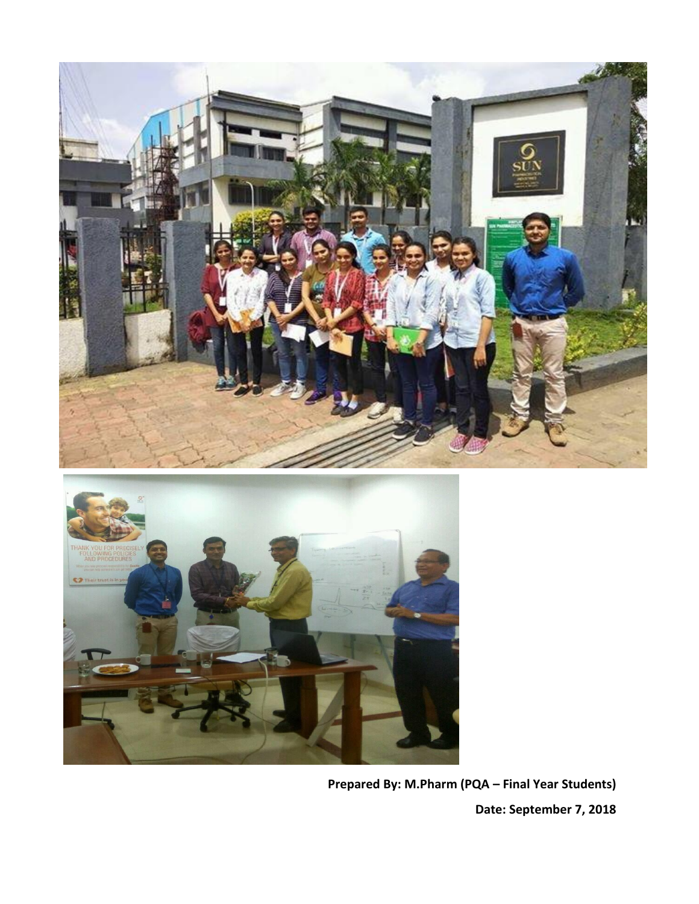**Prepared By: M.Pharm (PQA – Final Year Students)**

**Date: September 7, 2018**